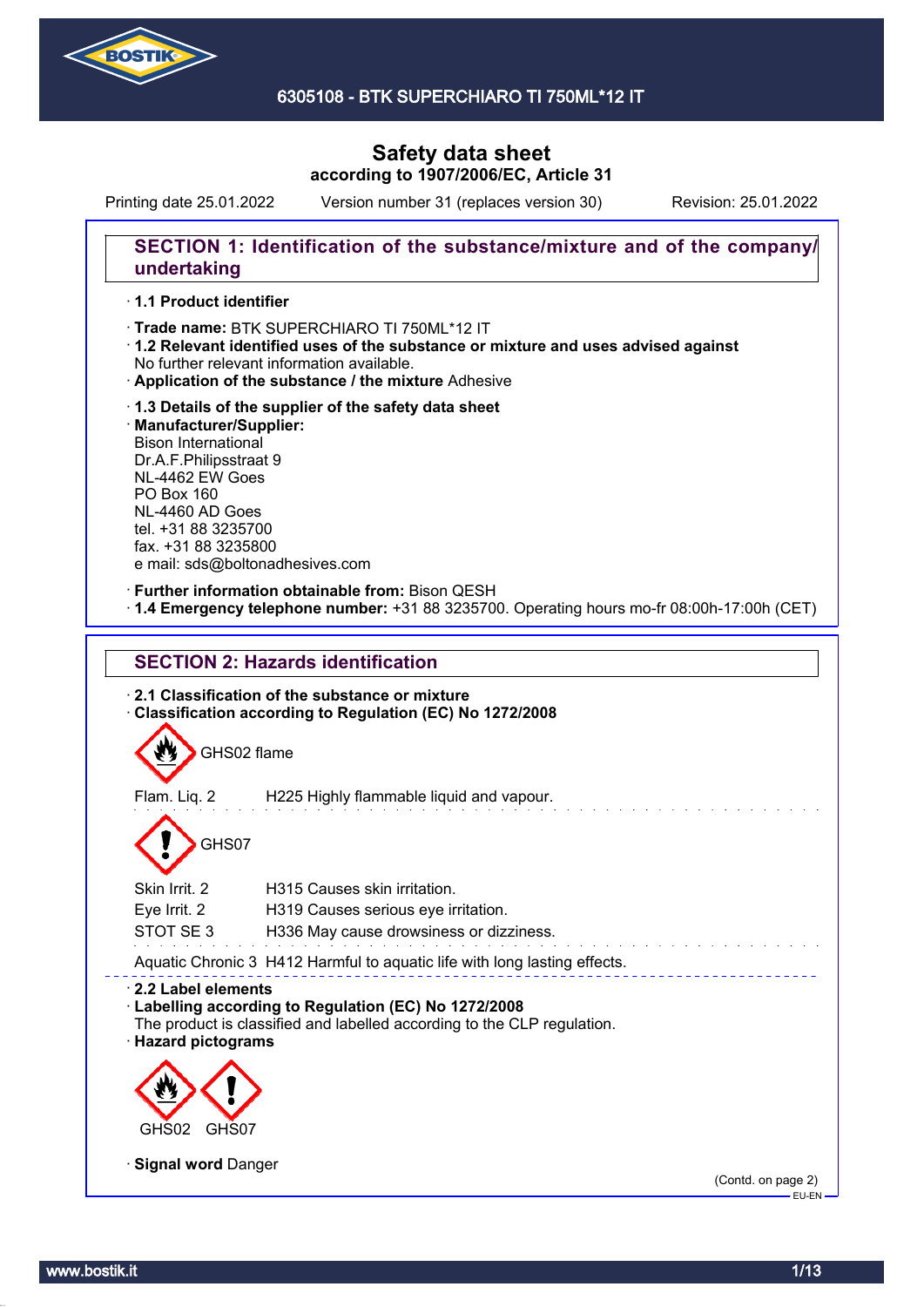# Safety data sheet

**according to 1907/2006/EC, Article 31**

Printing date 25.01.2022 Version number 31 (replaces version 30) Revision: 25.01.2022

## SECTION 1: Identification of the substance/mixture and of the company/undertaking

· **1.1 Product identifier**

· **Trade name:** BTK SUPERCHIARO TI 750ML*12 IT

· **1.2 Relevant identified uses of the substance or mixture and uses advised against**
No further relevant information available.

· **Application of the substance / the mixture** Adhesive

· **1.3 Details of the supplier of the safety data sheet**

· **Manufacturer/Supplier:**
Bison International
Dr.A.F.Philipsstraat 9
NL-4462 EW Goes
PO Box 160
NL-4460 AD Goes
tel. +31 88 3235700
fax. +31 88 3235800
e mail: sds@boltonadhesives.com

· **Further information obtainable from:** Bison QESH

· **1.4 Emergency telephone number:** +31 88 3235700. Operating hours mo-fr 08:00h-17:00h (CET)

## SECTION 2: Hazards identification

· **2.1 Classification of the substance or mixture**

· **Classification according to Regulation (EC) No 1272/2008**

GHS02 flame

| | |
|---|---|
| Flam. Liq. 2 | H225 Highly flammable liquid and vapour. |

GHS07

| | |
|---|---|
| Skin Irrit. 2 | H315 Causes skin irritation. |
| Eye Irrit. 2 | H319 Causes serious eye irritation. |
| STOT SE 3 | H336 May cause drowsiness or dizziness. |

| | |
|---|---|
| Aquatic Chronic 3 | H412 Harmful to aquatic life with long lasting effects. |

· **2.2 Label elements**

· **Labelling according to Regulation (EC) No 1272/2008**
The product is classified and labelled according to the CLP regulation.

· **Hazard pictograms**

GHS02 GHS07

· **Signal word** Danger

(Contd. on page 2)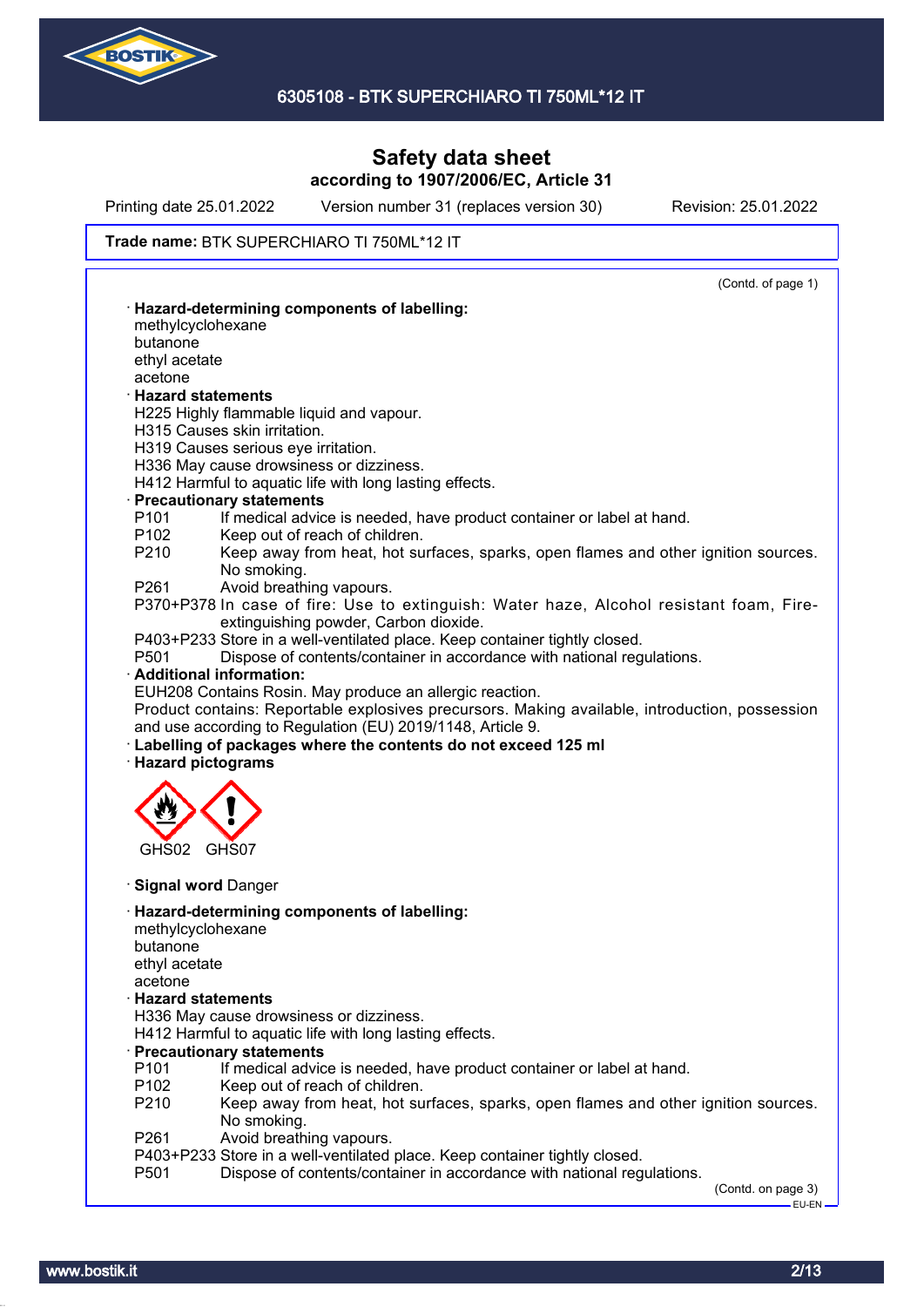# Safety data sheet

## according to 1907/2006/EC, Article 31

Printing date 25.01.2022 Version number 31 (replaces version 30) Revision: 25.01.2022

**Trade name:** BTK SUPERCHIARO TI 750ML*12 IT

(Contd. of page 1)

· **Hazard-determining components of labelling:**
methylcyclohexane
butanone
ethyl acetate
acetone

· **Hazard statements**
H225 Highly flammable liquid and vapour.
H315 Causes skin irritation.
H319 Causes serious eye irritation.
H336 May cause drowsiness or dizziness.
H412 Harmful to aquatic life with long lasting effects.

· **Precautionary statements**
P101 If medical advice is needed, have product container or label at hand.
P102 Keep out of reach of children.
P210 Keep away from heat, hot surfaces, sparks, open flames and other ignition sources. No smoking.
P261 Avoid breathing vapours.
P370+P378 In case of fire: Use to extinguish: Water haze, Alcohol resistant foam, Fire-extinguishing powder, Carbon dioxide.
P403+P233 Store in a well-ventilated place. Keep container tightly closed.
P501 Dispose of contents/container in accordance with national regulations.

· **Additional information:**
EUH208 Contains Rosin. May produce an allergic reaction.
Product contains: Reportable explosives precursors. Making available, introduction, possession and use according to Regulation (EU) 2019/1148, Article 9.

· **Labelling of packages where the contents do not exceed 125 ml**

· **Hazard pictograms**

GHS02 GHS07

· **Signal word** Danger

· **Hazard-determining components of labelling:**
methylcyclohexane
butanone
ethyl acetate
acetone

· **Hazard statements**
H336 May cause drowsiness or dizziness.
H412 Harmful to aquatic life with long lasting effects.

· **Precautionary statements**
P101 If medical advice is needed, have product container or label at hand.
P102 Keep out of reach of children.
P210 Keep away from heat, hot surfaces, sparks, open flames and other ignition sources. No smoking.
P261 Avoid breathing vapours.
P403+P233 Store in a well-ventilated place. Keep container tightly closed.
P501 Dispose of contents/container in accordance with national regulations.

(Contd. on page 3)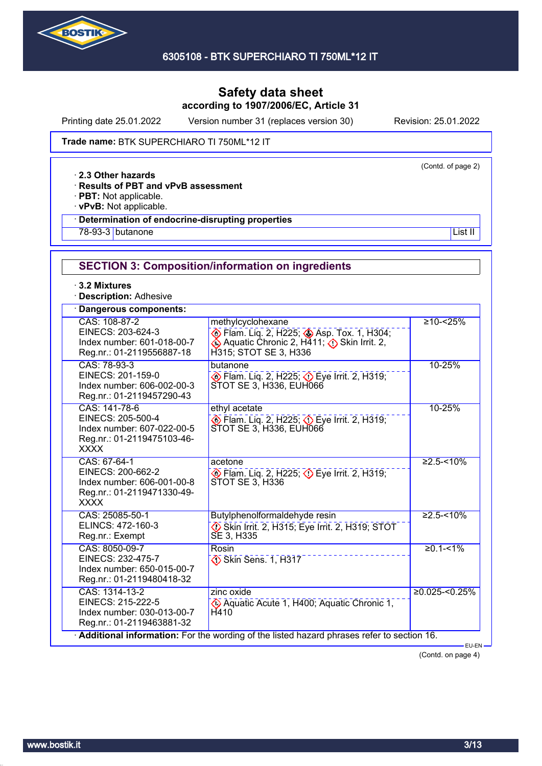# Safety data sheet
**according to 1907/2006/EC, Article 31**

Printing date 25.01.2022    Version number 31 (replaces version 30)    Revision: 25.01.2022

**Trade name:** BTK SUPERCHIARO TI 750ML*12 IT

(Contd. of page 2)

- **2.3 Other hazards**
- **Results of PBT and vPvB assessment**
- **PBT:** Not applicable.
- **vPvB:** Not applicable.
- **Determination of endocrine-disrupting properties**

| 78-93-3 | butanone | List II |
|---|---|---|

## SECTION 3: Composition/information on ingredients

- **3.2 Mixtures**
- **Description:** Adhesive
- **Dangerous components:**

| Identifiers | Component / Classification | Concentration |
|---|---|---|
| CAS: 108-87-2<br>EINECS: 203-624-3<br>Index number: 601-018-00-7<br>Reg.nr.: 01-2119556887-18 | methylcyclohexane<br>Flam. Liq. 2, H225; Asp. Tox. 1, H304; Aquatic Chronic 2, H411; Skin Irrit. 2, H315; STOT SE 3, H336 | ≥10-<25% |
| CAS: 78-93-3<br>EINECS: 201-159-0<br>Index number: 606-002-00-3<br>Reg.nr.: 01-2119457290-43 | butanone<br>Flam. Liq. 2, H225; Eye Irrit. 2, H319; STOT SE 3, H336, EUH066 | 10-25% |
| CAS: 141-78-6<br>EINECS: 205-500-4<br>Index number: 607-022-00-5<br>Reg.nr.: 01-2119475103-46-XXXX | ethyl acetate<br>Flam. Liq. 2, H225; Eye Irrit. 2, H319; STOT SE 3, H336, EUH066 | 10-25% |
| CAS: 67-64-1<br>EINECS: 200-662-2<br>Index number: 606-001-00-8<br>Reg.nr.: 01-2119471330-49-XXXX | acetone<br>Flam. Liq. 2, H225; Eye Irrit. 2, H319; STOT SE 3, H336 | ≥2.5-<10% |
| CAS: 25085-50-1<br>ELINCS: 472-160-3<br>Reg.nr.: Exempt | Butylphenolformaldehyde resin<br>Skin Irrit. 2, H315; Eye Irrit. 2, H319; STOT SE 3, H335 | ≥2.5-<10% |
| CAS: 8050-09-7<br>EINECS: 232-475-7<br>Index number: 650-015-00-7<br>Reg.nr.: 01-2119480418-32 | Rosin<br>Skin Sens. 1, H317 | ≥0.1-<1% |
| CAS: 1314-13-2<br>EINECS: 215-222-5<br>Index number: 030-013-00-7<br>Reg.nr.: 01-2119463881-32 | zinc oxide<br>Aquatic Acute 1, H400; Aquatic Chronic 1, H410 | ≥0.025-<0.25% |

- **Additional information:** For the wording of the listed hazard phrases refer to section 16.

EU-EN

(Contd. on page 4)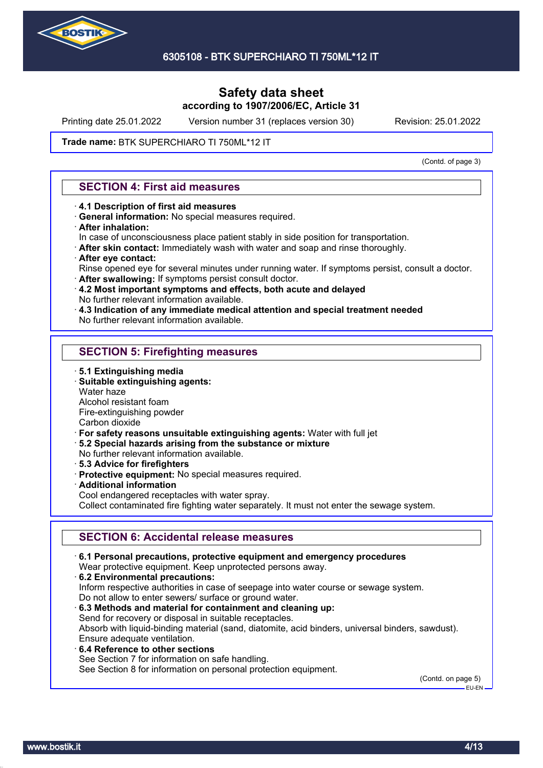Printing date 25.01.2022 Version number 31 (replaces version 30) Revision: 25.01.2022

**Trade name:** BTK SUPERCHIARO TI 750ML*12 IT

(Contd. of page 3)

## SECTION 4: First aid measures

- **4.1 Description of first aid measures**
- **General information:** No special measures required.
- **After inhalation:**
  In case of unconsciousness place patient stably in side position for transportation.
- **After skin contact:** Immediately wash with water and soap and rinse thoroughly.
- **After eye contact:**
  Rinse opened eye for several minutes under running water. If symptoms persist, consult a doctor.
- **After swallowing:** If symptoms persist consult doctor.
- **4.2 Most important symptoms and effects, both acute and delayed**
  No further relevant information available.
- **4.3 Indication of any immediate medical attention and special treatment needed**
  No further relevant information available.

## SECTION 5: Firefighting measures

- **5.1 Extinguishing media**
- **Suitable extinguishing agents:**
  Water haze
  Alcohol resistant foam
  Fire-extinguishing powder
  Carbon dioxide
- **For safety reasons unsuitable extinguishing agents:** Water with full jet
- **5.2 Special hazards arising from the substance or mixture**
  No further relevant information available.
- **5.3 Advice for firefighters**
- **Protective equipment:** No special measures required.
- **Additional information**
  Cool endangered receptacles with water spray.
  Collect contaminated fire fighting water separately. It must not enter the sewage system.

## SECTION 6: Accidental release measures

- **6.1 Personal precautions, protective equipment and emergency procedures**
  Wear protective equipment. Keep unprotected persons away.
- **6.2 Environmental precautions:**
  Inform respective authorities in case of seepage into water course or sewage system.
  Do not allow to enter sewers/ surface or ground water.
- **6.3 Methods and material for containment and cleaning up:**
  Send for recovery or disposal in suitable receptacles.
  Absorb with liquid-binding material (sand, diatomite, acid binders, universal binders, sawdust).
  Ensure adequate ventilation.
- **6.4 Reference to other sections**
  See Section 7 for information on safe handling.
  See Section 8 for information on personal protection equipment.

(Contd. on page 5)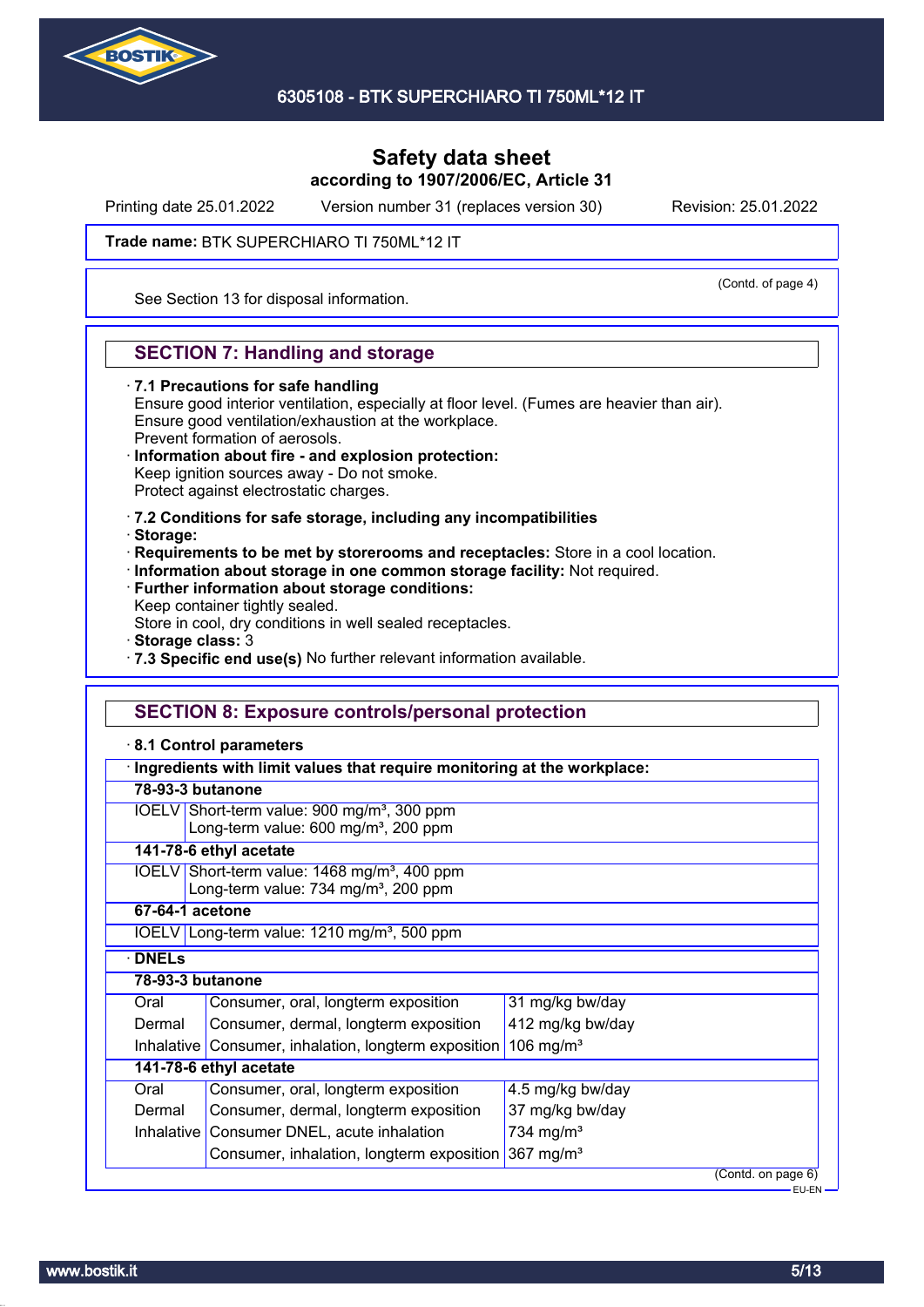**Safety data sheet**
**according to 1907/2006/EC, Article 31**

Printing date 25.01.2022 Version number 31 (replaces version 30) Revision: 25.01.2022

**Trade name:** BTK SUPERCHIARO TI 750ML*12 IT

(Contd. of page 4)

See Section 13 for disposal information.

## SECTION 7: Handling and storage

· **7.1 Precautions for safe handling**
Ensure good interior ventilation, especially at floor level. (Fumes are heavier than air).
Ensure good ventilation/exhaustion at the workplace.
Prevent formation of aerosols.
· **Information about fire - and explosion protection:**
Keep ignition sources away - Do not smoke.
Protect against electrostatic charges.

· **7.2 Conditions for safe storage, including any incompatibilities**
· **Storage:**
· **Requirements to be met by storerooms and receptacles:** Store in a cool location.
· **Information about storage in one common storage facility:** Not required.
· **Further information about storage conditions:**
Keep container tightly sealed.
Store in cool, dry conditions in well sealed receptacles.
· **Storage class:** 3
· **7.3 Specific end use(s)** No further relevant information available.

## SECTION 8: Exposure controls/personal protection

· **8.1 Control parameters**

· **Ingredients with limit values that require monitoring at the workplace:**

| **78-93-3 butanone** | |
|---|---|
| IOELV | Short-term value: 900 mg/m³, 300 ppm<br>Long-term value: 600 mg/m³, 200 ppm |
| **141-78-6 ethyl acetate** | |
| IOELV | Short-term value: 1468 mg/m³, 400 ppm<br>Long-term value: 734 mg/m³, 200 ppm |
| **67-64-1 acetone** | |
| IOELV | Long-term value: 1210 mg/m³, 500 ppm |

· **DNELs**

| **78-93-3 butanone** | | |
|---|---|---|
| Oral | Consumer, oral, longterm exposition | 31 mg/kg bw/day |
| Dermal | Consumer, dermal, longterm exposition | 412 mg/kg bw/day |
| Inhalative | Consumer, inhalation, longterm exposition | 106 mg/m³ |
| **141-78-6 ethyl acetate** | | |
| Oral | Consumer, oral, longterm exposition | 4.5 mg/kg bw/day |
| Dermal | Consumer, dermal, longterm exposition | 37 mg/kg bw/day |
| Inhalative | Consumer DNEL, acute inhalation | 734 mg/m³ |
| | Consumer, inhalation, longterm exposition | 367 mg/m³ |

(Contd. on page 6)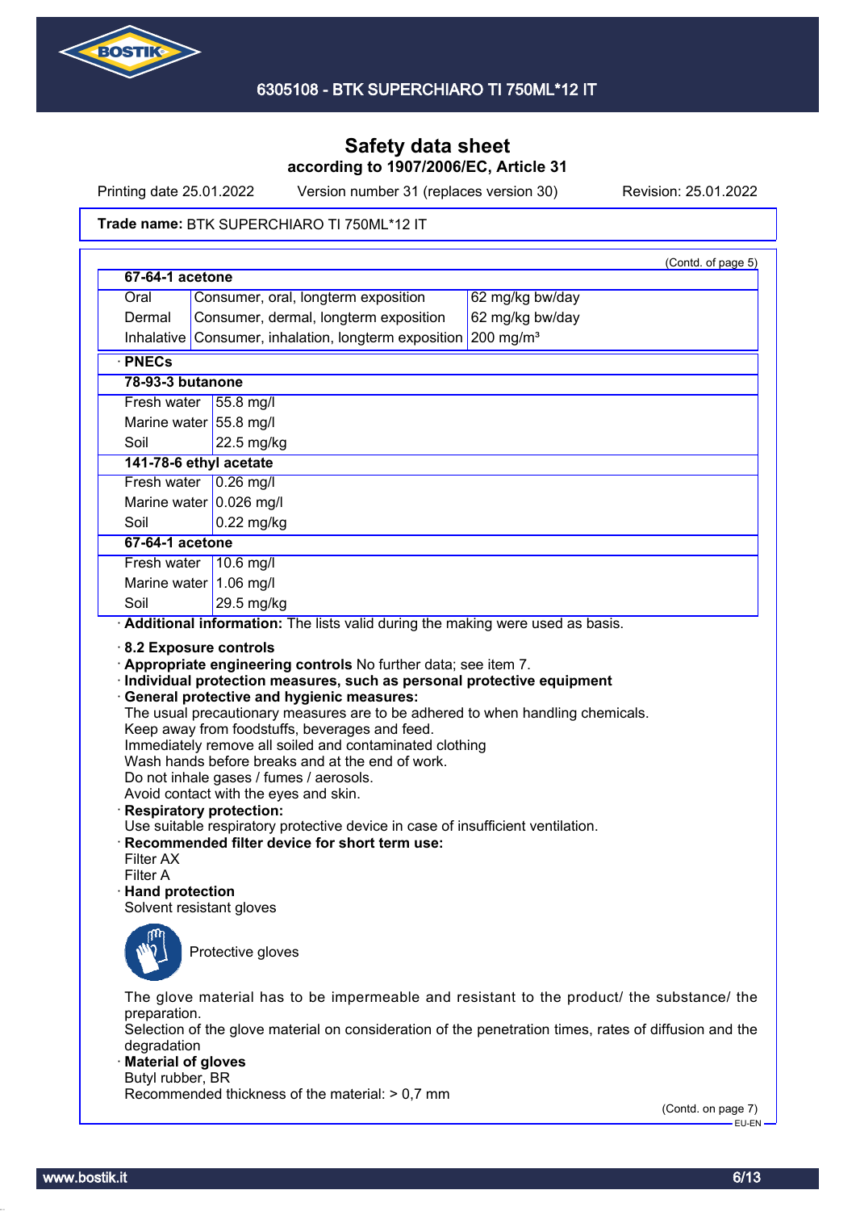Safety data sheet
according to 1907/2006/EC, Article 31

Printing date 25.01.2022 Version number 31 (replaces version 30) Revision: 25.01.2022

**Trade name:** BTK SUPERCHIARO TI 750ML*12 IT

(Contd. of page 5)

| **67-64-1 acetone** | | |
|---|---|---|
| Oral | Consumer, oral, longterm exposition | 62 mg/kg bw/day |
| Dermal | Consumer, dermal, longterm exposition | 62 mg/kg bw/day |
| Inhalative | Consumer, inhalation, longterm exposition | 200 mg/m³ |

· **PNECs**

| **78-93-3 butanone** | |
|---|---|
| Fresh water | 55.8 mg/l |
| Marine water | 55.8 mg/l |
| Soil | 22.5 mg/kg |
| **141-78-6 ethyl acetate** | |
| Fresh water | 0.26 mg/l |
| Marine water | 0.026 mg/l |
| Soil | 0.22 mg/kg |
| **67-64-1 acetone** | |
| Fresh water | 10.6 mg/l |
| Marine water | 1.06 mg/l |
| Soil | 29.5 mg/kg |

· **Additional information:** The lists valid during the making were used as basis.

· **8.2 Exposure controls**
· **Appropriate engineering controls** No further data; see item 7.
· **Individual protection measures, such as personal protective equipment**
· **General protective and hygienic measures:**
The usual precautionary measures are to be adhered to when handling chemicals.
Keep away from foodstuffs, beverages and feed.
Immediately remove all soiled and contaminated clothing
Wash hands before breaks and at the end of work.
Do not inhale gases / fumes / aerosols.
Avoid contact with the eyes and skin.
· **Respiratory protection:**
Use suitable respiratory protective device in case of insufficient ventilation.
· **Recommended filter device for short term use:**
Filter AX
Filter A
· **Hand protection**
Solvent resistant gloves

Protective gloves

The glove material has to be impermeable and resistant to the product/ the substance/ the preparation.
Selection of the glove material on consideration of the penetration times, rates of diffusion and the degradation
· **Material of gloves**
Butyl rubber, BR
Recommended thickness of the material: > 0,7 mm

(Contd. on page 7)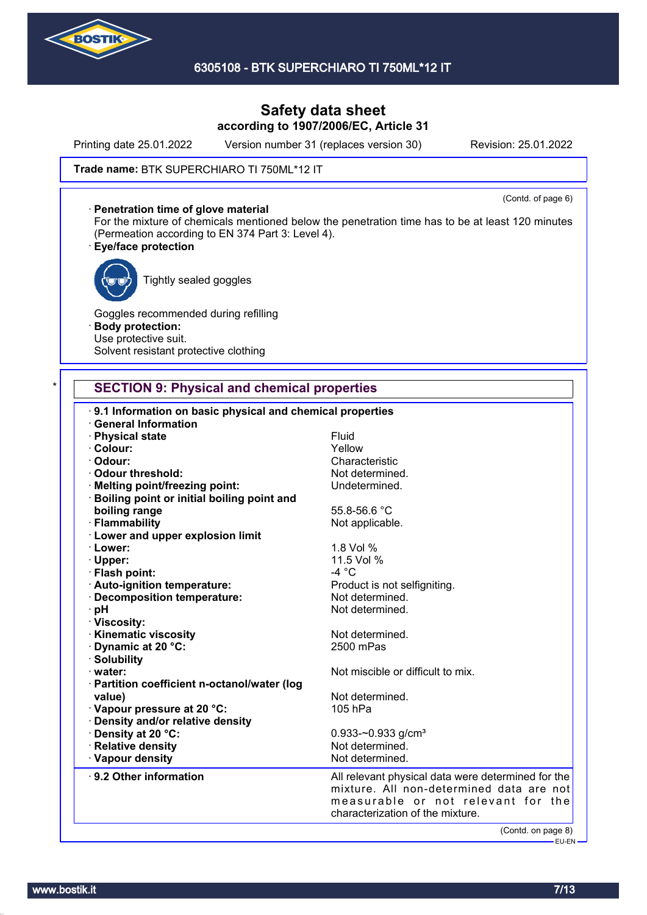Safety data sheet
according to 1907/2006/EC, Article 31

Printing date 25.01.2022 Version number 31 (replaces version 30) Revision: 25.01.2022

**Trade name:** BTK SUPERCHIARO TI 750ML*12 IT

(Contd. of page 6)

· **Penetration time of glove material**
For the mixture of chemicals mentioned below the penetration time has to be at least 120 minutes (Permeation according to EN 374 Part 3: Level 4).

· **Eye/face protection**

Tightly sealed goggles

Goggles recommended during refilling

· **Body protection:**
Use protective suit.
Solvent resistant protective clothing

## SECTION 9: Physical and chemical properties

· **9.1 Information on basic physical and chemical properties**

· **General Information**

| | |
|---|---|
| · **Physical state** | Fluid |
| · **Colour:** | Yellow |
| · **Odour:** | Characteristic |
| · **Odour threshold:** | Not determined. |
| · **Melting point/freezing point:** | Undetermined. |
| · **Boiling point or initial boiling point and boiling range** | 55.8-56.6 °C |
| · **Flammability** | Not applicable. |
| · **Lower and upper explosion limit** | |
| · **Lower:** | 1.8 Vol % |
| · **Upper:** | 11.5 Vol % |
| · **Flash point:** | -4 °C |
| · **Auto-ignition temperature:** | Product is not selfigniting. |
| · **Decomposition temperature:** | Not determined. |
| · **pH** | Not determined. |
| · **Viscosity:** | |
| · **Kinematic viscosity** | Not determined. |
| · **Dynamic at 20 °C:** | 2500 mPas |
| · **Solubility** | |
| · **water:** | Not miscible or difficult to mix. |
| · **Partition coefficient n-octanol/water (log value)** | Not determined. |
| · **Vapour pressure at 20 °C:** | 105 hPa |
| · **Density and/or relative density** | |
| · **Density at 20 °C:** | 0.933-~0.933 g/cm³ |
| · **Relative density** | Not determined. |
| · **Vapour density** | Not determined. |

· **9.2 Other information** — All relevant physical data were determined for the mixture. All non-determined data are not measurable or not relevant for the characterization of the mixture.

(Contd. on page 8)

EU-EN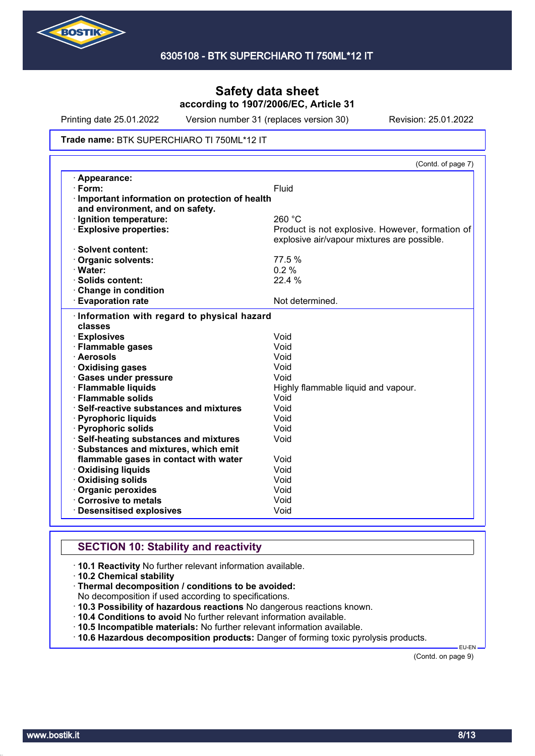**Safety data sheet**
**according to 1907/2006/EC, Article 31**

Printing date 25.01.2022 Version number 31 (replaces version 30) Revision: 25.01.2022

**Trade name:** BTK SUPERCHIARO TI 750ML*12 IT

(Contd. of page 7)

| | |
|---|---|
| · **Appearance:** | |
| · **Form:** | Fluid |
| · **Important information on protection of health and environment, and on safety.** | |
| · **Ignition temperature:** | 260 °C |
| · **Explosive properties:** | Product is not explosive. However, formation of explosive air/vapour mixtures are possible. |
| · **Solvent content:** | |
| · **Organic solvents:** | 77.5 % |
| · **Water:** | 0.2 % |
| · **Solids content:** | 22.4 % |
| · **Change in condition** | |
| · **Evaporation rate** | Not determined. |

| | |
|---|---|
| · **Information with regard to physical hazard classes** | |
| · **Explosives** | Void |
| · **Flammable gases** | Void |
| · **Aerosols** | Void |
| · **Oxidising gases** | Void |
| · **Gases under pressure** | Void |
| · **Flammable liquids** | Highly flammable liquid and vapour. |
| · **Flammable solids** | Void |
| · **Self-reactive substances and mixtures** | Void |
| · **Pyrophoric liquids** | Void |
| · **Pyrophoric solids** | Void |
| · **Self-heating substances and mixtures** | Void |
| · **Substances and mixtures, which emit flammable gases in contact with water** | Void |
| · **Oxidising liquids** | Void |
| · **Oxidising solids** | Void |
| · **Organic peroxides** | Void |
| · **Corrosive to metals** | Void |
| · **Desensitised explosives** | Void |

## SECTION 10: Stability and reactivity

· **10.1 Reactivity** No further relevant information available.
· **10.2 Chemical stability**
· **Thermal decomposition / conditions to be avoided:**
No decomposition if used according to specifications.
· **10.3 Possibility of hazardous reactions** No dangerous reactions known.
· **10.4 Conditions to avoid** No further relevant information available.
· **10.5 Incompatible materials:** No further relevant information available.
· **10.6 Hazardous decomposition products:** Danger of forming toxic pyrolysis products.

EU-EN

(Contd. on page 9)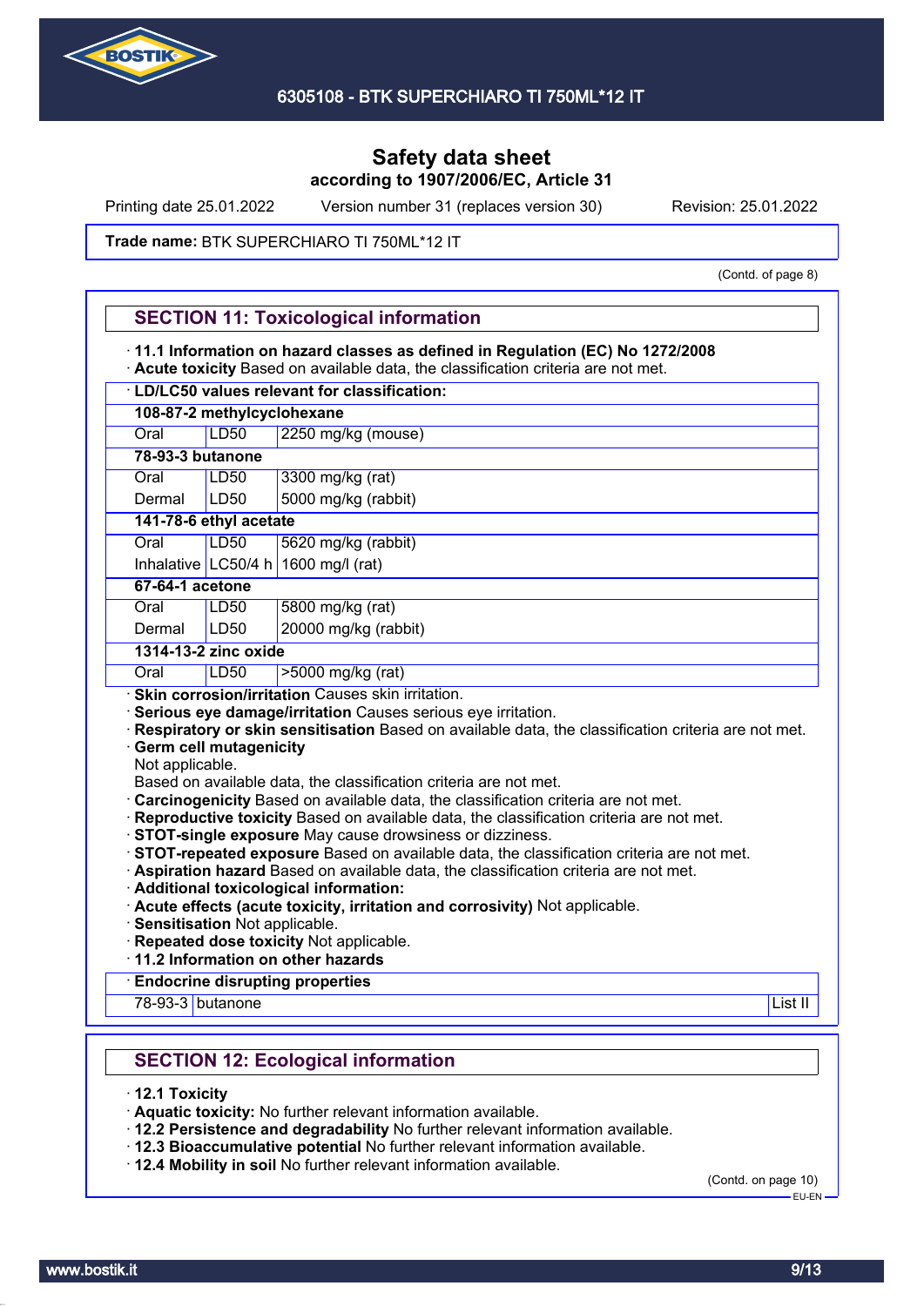Safety data sheet
according to 1907/2006/EC, Article 31

Printing date 25.01.2022 Version number 31 (replaces version 30) Revision: 25.01.2022

**Trade name:** BTK SUPERCHIARO TI 750ML*12 IT

(Contd. of page 8)

## SECTION 11: Toxicological information

· **11.1 Information on hazard classes as defined in Regulation (EC) No 1272/2008**
· **Acute toxicity** Based on available data, the classification criteria are not met.

| · **LD/LC50 values relevant for classification:** | | |
|---|---|---|
| **108-87-2 methylcyclohexane** | | |
| Oral | LD50 | 2250 mg/kg (mouse) |
| **78-93-3 butanone** | | |
| Oral | LD50 | 3300 mg/kg (rat) |
| Dermal | LD50 | 5000 mg/kg (rabbit) |
| **141-78-6 ethyl acetate** | | |
| Oral | LD50 | 5620 mg/kg (rabbit) |
| Inhalative | LC50/4 h | 1600 mg/l (rat) |
| **67-64-1 acetone** | | |
| Oral | LD50 | 5800 mg/kg (rat) |
| Dermal | LD50 | 20000 mg/kg (rabbit) |
| **1314-13-2 zinc oxide** | | |
| Oral | LD50 | >5000 mg/kg (rat) |

· **Skin corrosion/irritation** Causes skin irritation.
· **Serious eye damage/irritation** Causes serious eye irritation.
· **Respiratory or skin sensitisation** Based on available data, the classification criteria are not met.
· **Germ cell mutagenicity**
Not applicable.
Based on available data, the classification criteria are not met.
· **Carcinogenicity** Based on available data, the classification criteria are not met.
· **Reproductive toxicity** Based on available data, the classification criteria are not met.
· **STOT-single exposure** May cause drowsiness or dizziness.
· **STOT-repeated exposure** Based on available data, the classification criteria are not met.
· **Aspiration hazard** Based on available data, the classification criteria are not met.
· **Additional toxicological information:**
· **Acute effects (acute toxicity, irritation and corrosivity)** Not applicable.
· **Sensitisation** Not applicable.
· **Repeated dose toxicity** Not applicable.
· **11.2 Information on other hazards**

| · **Endocrine disrupting properties** | | |
|---|---|---|
| 78-93-3 | butanone | List II |

## SECTION 12: Ecological information

· **12.1 Toxicity**
· **Aquatic toxicity:** No further relevant information available.
· **12.2 Persistence and degradability** No further relevant information available.
· **12.3 Bioaccumulative potential** No further relevant information available.
· **12.4 Mobility in soil** No further relevant information available.

(Contd. on page 10)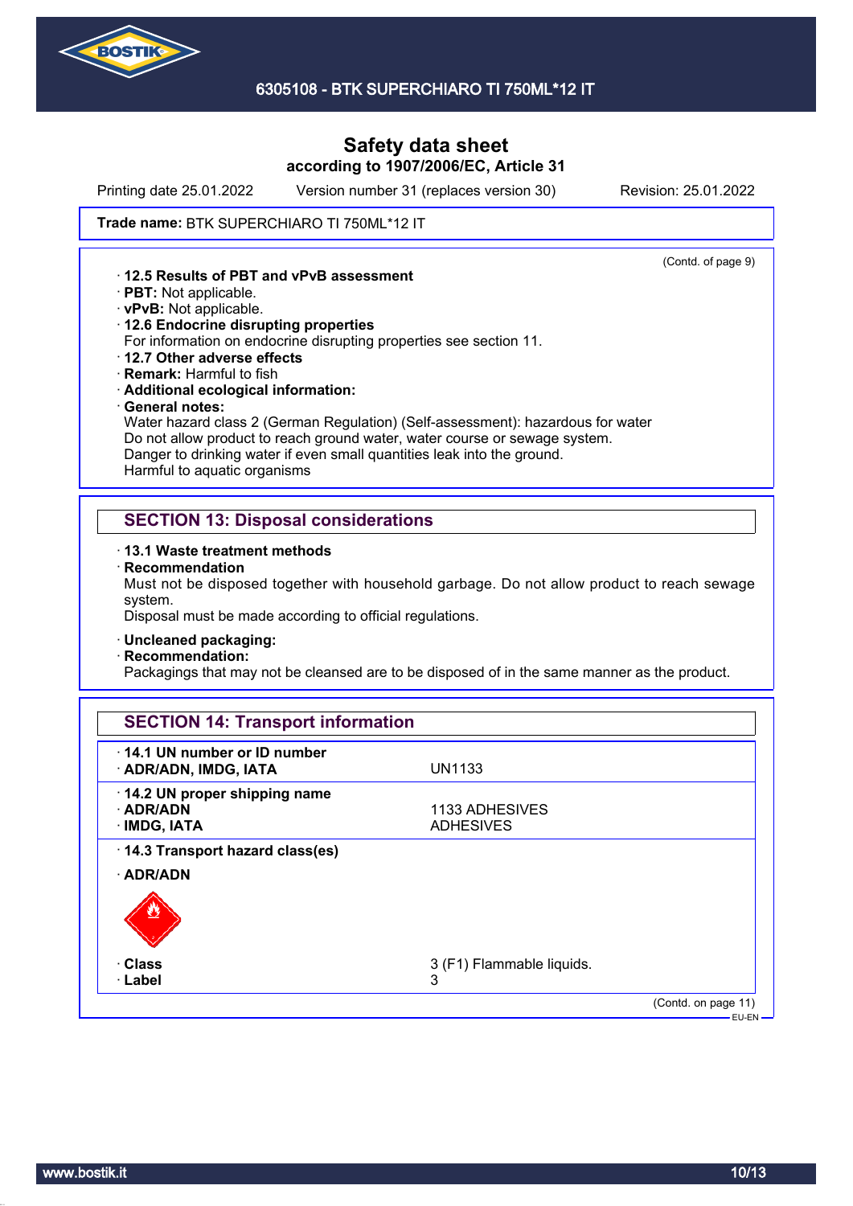Safety data sheet
according to 1907/2006/EC, Article 31

Printing date 25.01.2022 Version number 31 (replaces version 30) Revision: 25.01.2022

**Trade name:** BTK SUPERCHIARO TI 750ML*12 IT

(Contd. of page 9)

- **12.5 Results of PBT and vPvB assessment**
- **PBT:** Not applicable.
- **vPvB:** Not applicable.
- **12.6 Endocrine disrupting properties**
  For information on endocrine disrupting properties see section 11.
- **12.7 Other adverse effects**
- **Remark:** Harmful to fish
- **Additional ecological information:**
- **General notes:**
  Water hazard class 2 (German Regulation) (Self-assessment): hazardous for water
  Do not allow product to reach ground water, water course or sewage system.
  Danger to drinking water if even small quantities leak into the ground.
  Harmful to aquatic organisms

## SECTION 13: Disposal considerations

- **13.1 Waste treatment methods**
- **Recommendation**
  Must not be disposed together with household garbage. Do not allow product to reach sewage system.
  Disposal must be made according to official regulations.

- **Uncleaned packaging:**
- **Recommendation:**
  Packagings that may not be cleansed are to be disposed of in the same manner as the product.

## SECTION 14: Transport information

| | |
|---|---|
| **14.1 UN number or ID number** | |
| **ADR/ADN, IMDG, IATA** | UN1133 |
| **14.2 UN proper shipping name** | |
| **ADR/ADN** | 1133 ADHESIVES |
| **IMDG, IATA** | ADHESIVES |
| **14.3 Transport hazard class(es)** | |
| **ADR/ADN** | |
| **Class** | 3 (F1) Flammable liquids. |
| **Label** | 3 |

(Contd. on page 11)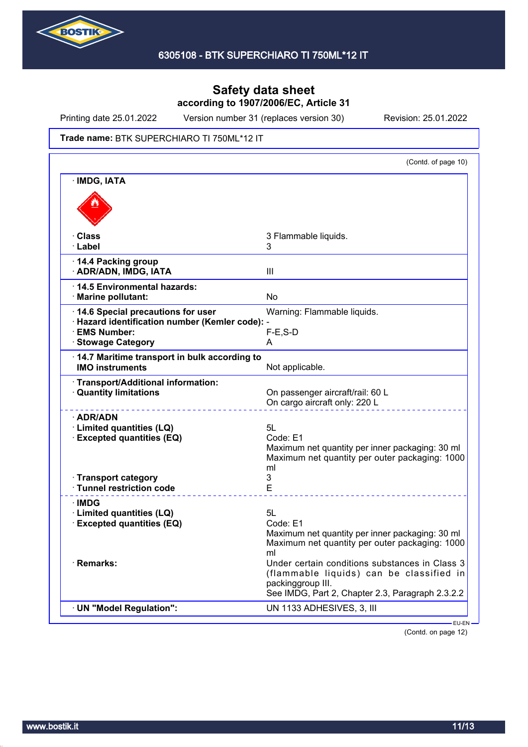# Safety data sheet
**according to 1907/2006/EC, Article 31**

Printing date 25.01.2022 | Version number 31 (replaces version 30) | Revision: 25.01.2022

**Trade name:** BTK SUPERCHIARO TI 750ML*12 IT

(Contd. of page 10)

| | |
|---|---|
| · **IMDG, IATA** | |
| · **Class** | 3 Flammable liquids. |
| · **Label** | 3 |
| · **14.4 Packing group** | |
| · **ADR/ADN, IMDG, IATA** | III |
| · **14.5 Environmental hazards:** | |
| · **Marine pollutant:** | No |
| · **14.6 Special precautions for user** | Warning: Flammable liquids. |
| · **Hazard identification number (Kemler code):** | - |
| · **EMS Number:** | F-E,S-D |
| · **Stowage Category** | A |
| · **14.7 Maritime transport in bulk according to IMO instruments** | Not applicable. |
| · **Transport/Additional information:** | |
| · **Quantity limitations** | On passenger aircraft/rail: 60 L<br>On cargo aircraft only: 220 L |
| · **ADR/ADN** | |
| · **Limited quantities (LQ)** | 5L |
| · **Excepted quantities (EQ)** | Code: E1<br>Maximum net quantity per inner packaging: 30 ml<br>Maximum net quantity per outer packaging: 1000 ml |
| · **Transport category** | 3 |
| · **Tunnel restriction code** | E |
| · **IMDG** | |
| · **Limited quantities (LQ)** | 5L |
| · **Excepted quantities (EQ)** | Code: E1<br>Maximum net quantity per inner packaging: 30 ml<br>Maximum net quantity per outer packaging: 1000 ml |
| · **Remarks:** | Under certain conditions substances in Class 3 (flammable liquids) can be classified in packinggroup III.<br>See IMDG, Part 2, Chapter 2.3, Paragraph 2.3.2.2 |
| · **UN "Model Regulation":** | UN 1133 ADHESIVES, 3, III |

EU-EN

(Contd. on page 12)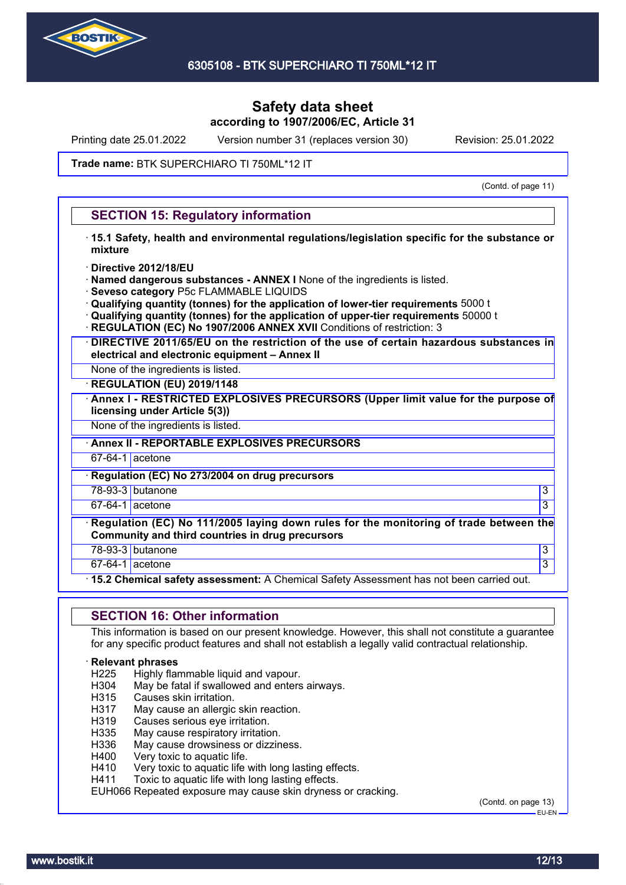Safety data sheet
according to 1907/2006/EC, Article 31

Printing date 25.01.2022 Version number 31 (replaces version 30) Revision: 25.01.2022

**Trade name:** BTK SUPERCHIARO TI 750ML*12 IT

(Contd. of page 11)

## SECTION 15: Regulatory information

· **15.1 Safety, health and environmental regulations/legislation specific for the substance or mixture**

· **Directive 2012/18/EU**
· **Named dangerous substances - ANNEX I** None of the ingredients is listed.
· **Seveso category** P5c FLAMMABLE LIQUIDS
· **Qualifying quantity (tonnes) for the application of lower-tier requirements** 5000 t
· **Qualifying quantity (tonnes) for the application of upper-tier requirements** 50000 t
· **REGULATION (EC) No 1907/2006 ANNEX XVII** Conditions of restriction: 3

· **DIRECTIVE 2011/65/EU on the restriction of the use of certain hazardous substances in electrical and electronic equipment – Annex II**

None of the ingredients is listed.

· **REGULATION (EU) 2019/1148**

· **Annex I - RESTRICTED EXPLOSIVES PRECURSORS (Upper limit value for the purpose of licensing under Article 5(3))**

None of the ingredients is listed.

· **Annex II - REPORTABLE EXPLOSIVES PRECURSORS**

| | |
|---|---|
| 67-64-1 | acetone |

· **Regulation (EC) No 273/2004 on drug precursors**

| | | |
|---|---|---|
| 78-93-3 | butanone | 3 |
| 67-64-1 | acetone | 3 |

· **Regulation (EC) No 111/2005 laying down rules for the monitoring of trade between the Community and third countries in drug precursors**

| | | |
|---|---|---|
| 78-93-3 | butanone | 3 |
| 67-64-1 | acetone | 3 |

· **15.2 Chemical safety assessment:** A Chemical Safety Assessment has not been carried out.

## SECTION 16: Other information

This information is based on our present knowledge. However, this shall not constitute a guarantee for any specific product features and shall not establish a legally valid contractual relationship.

· **Relevant phrases**

H225 Highly flammable liquid and vapour.
H304 May be fatal if swallowed and enters airways.
H315 Causes skin irritation.
H317 May cause an allergic skin reaction.
H319 Causes serious eye irritation.
H335 May cause respiratory irritation.
H336 May cause drowsiness or dizziness.
H400 Very toxic to aquatic life.
H410 Very toxic to aquatic life with long lasting effects.
H411 Toxic to aquatic life with long lasting effects.
EUH066 Repeated exposure may cause skin dryness or cracking.

(Contd. on page 13)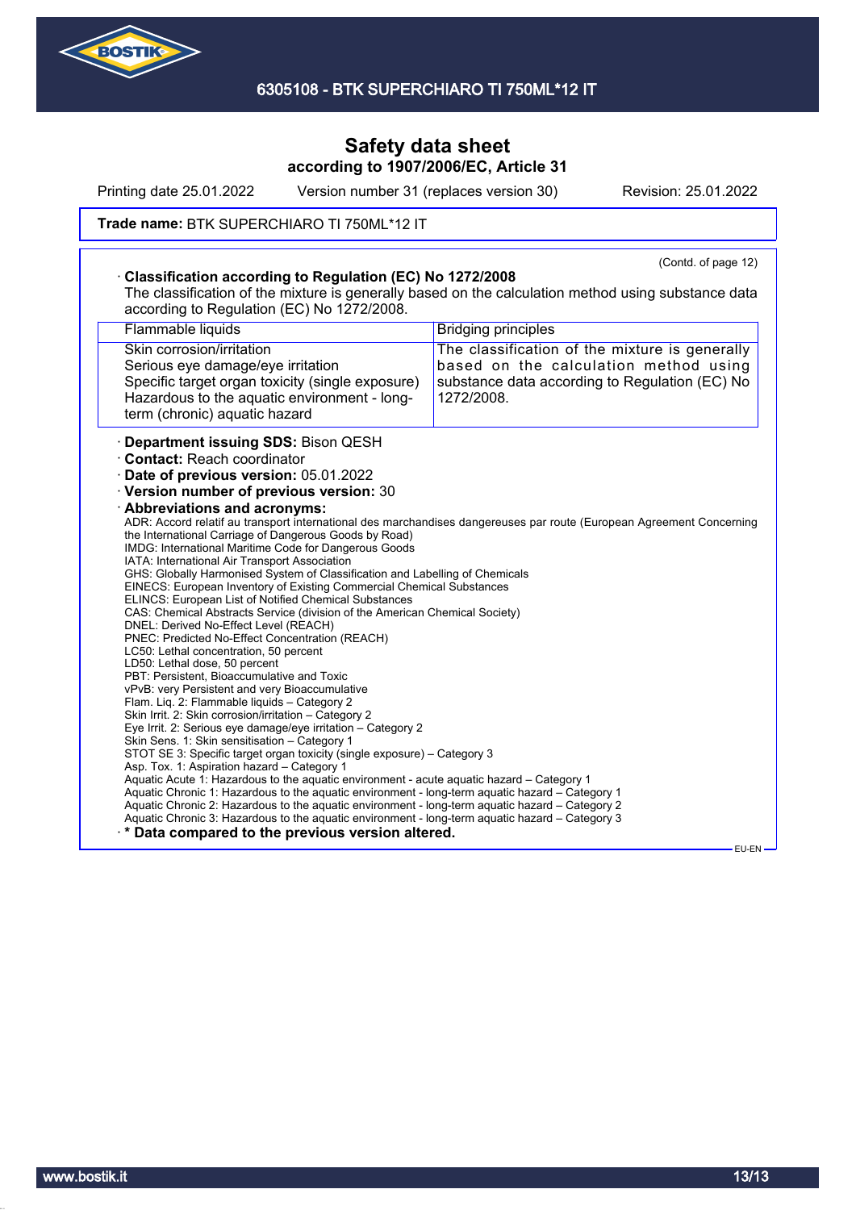# Safety data sheet
## according to 1907/2006/EC, Article 31

Printing date 25.01.2022 Version number 31 (replaces version 30) Revision: 25.01.2022

**Trade name:** BTK SUPERCHIARO TI 750ML*12 IT

(Contd. of page 12)

· **Classification according to Regulation (EC) No 1272/2008**
The classification of the mixture is generally based on the calculation method using substance data according to Regulation (EC) No 1272/2008.

| | |
|---|---|
| Flammable liquids | Bridging principles |
| Skin corrosion/irritation<br>Serious eye damage/eye irritation<br>Specific target organ toxicity (single exposure)<br>Hazardous to the aquatic environment - long-term (chronic) aquatic hazard | The classification of the mixture is generally based on the calculation method using substance data according to Regulation (EC) No 1272/2008. |

· **Department issuing SDS:** Bison QESH
· **Contact:** Reach coordinator
· **Date of previous version:** 05.01.2022
· **Version number of previous version:** 30
· **Abbreviations and acronyms:**
ADR: Accord relatif au transport international des marchandises dangereuses par route (European Agreement Concerning the International Carriage of Dangerous Goods by Road)
IMDG: International Maritime Code for Dangerous Goods
IATA: International Air Transport Association
GHS: Globally Harmonised System of Classification and Labelling of Chemicals
EINECS: European Inventory of Existing Commercial Chemical Substances
ELINCS: European List of Notified Chemical Substances
CAS: Chemical Abstracts Service (division of the American Chemical Society)
DNEL: Derived No-Effect Level (REACH)
PNEC: Predicted No-Effect Concentration (REACH)
LC50: Lethal concentration, 50 percent
LD50: Lethal dose, 50 percent
PBT: Persistent, Bioaccumulative and Toxic
vPvB: very Persistent and very Bioaccumulative
Flam. Liq. 2: Flammable liquids – Category 2
Skin Irrit. 2: Skin corrosion/irritation – Category 2
Eye Irrit. 2: Serious eye damage/eye irritation – Category 2
Skin Sens. 1: Skin sensitisation – Category 1
STOT SE 3: Specific target organ toxicity (single exposure) – Category 3
Asp. Tox. 1: Aspiration hazard – Category 1
Aquatic Acute 1: Hazardous to the aquatic environment - acute aquatic hazard – Category 1
Aquatic Chronic 1: Hazardous to the aquatic environment - long-term aquatic hazard – Category 1
Aquatic Chronic 2: Hazardous to the aquatic environment - long-term aquatic hazard – Category 2
Aquatic Chronic 3: Hazardous to the aquatic environment - long-term aquatic hazard – Category 3
· **\* Data compared to the previous version altered.**

EU-EN